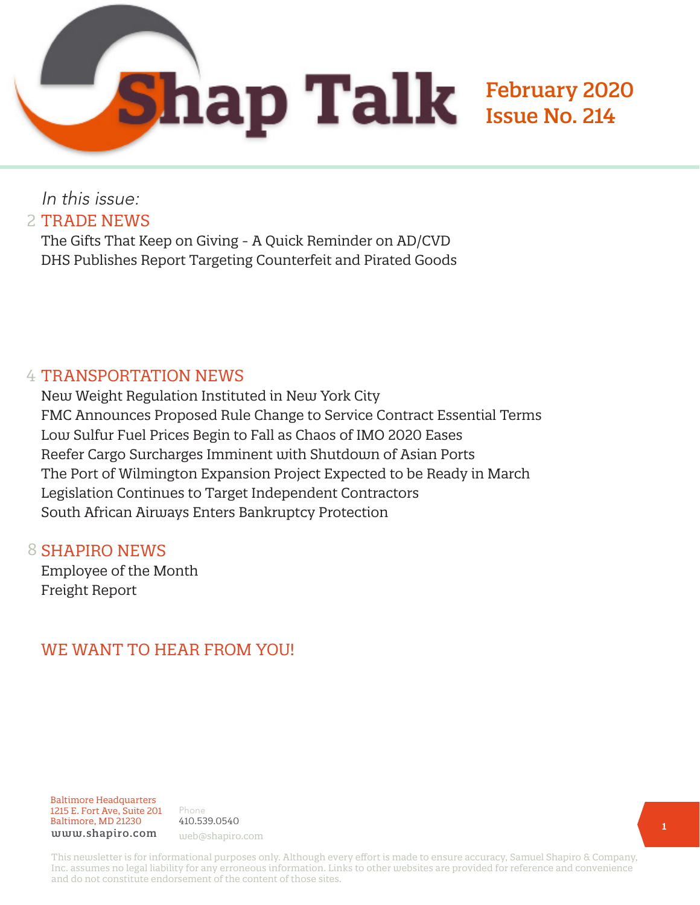# Shap Talk

**February 2020**
**Issue No. 214**

*In this issue:*

## 2 TRADE NEWS

The Gifts That Keep on Giving - A Quick Reminder on AD/CVD
DHS Publishes Report Targeting Counterfeit and Pirated Goods

## 4 TRANSPORTATION NEWS

New Weight Regulation Instituted in New York City
FMC Announces Proposed Rule Change to Service Contract Essential Terms
Low Sulfur Fuel Prices Begin to Fall as Chaos of IMO 2020 Eases
Reefer Cargo Surcharges Imminent with Shutdown of Asian Ports
The Port of Wilmington Expansion Project Expected to be Ready in March
Legislation Continues to Target Independent Contractors
South African Airways Enters Bankruptcy Protection

## 8 SHAPIRO NEWS

Employee of the Month
Freight Report

## WE WANT TO HEAR FROM YOU!

Baltimore Headquarters
1215 E. Fort Ave, Suite 201
Baltimore, MD 21230
www.shapiro.com

Phone
410.539.0540
web@shapiro.com

This newsletter is for informational purposes only. Although every effort is made to ensure accuracy, Samuel Shapiro & Company, Inc. assumes no legal liability for any erroneous information. Links to other websites are provided for reference and convenience and do not constitute endorsement of the content of those sites.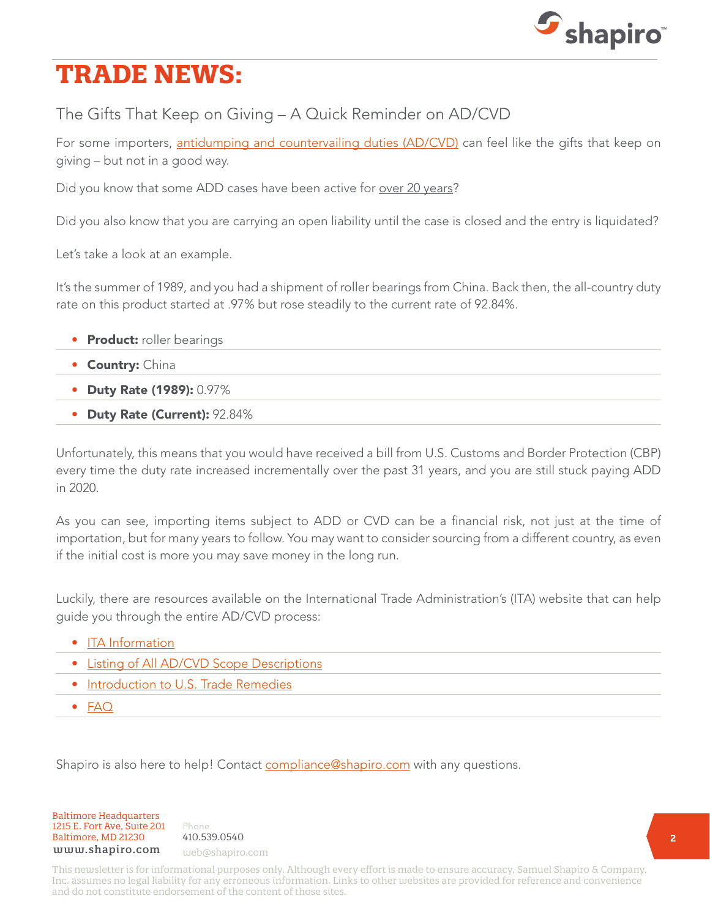# TRADE NEWS:

## The Gifts That Keep on Giving – A Quick Reminder on AD/CVD

For some importers, antidumping and countervailing duties (AD/CVD) can feel like the gifts that keep on giving – but not in a good way.

Did you know that some ADD cases have been active for over 20 years?

Did you also know that you are carrying an open liability until the case is closed and the entry is liquidated?

Let's take a look at an example.

It's the summer of 1989, and you had a shipment of roller bearings from China. Back then, the all-country duty rate on this product started at .97% but rose steadily to the current rate of 92.84%.

- **Product:** roller bearings
- **Country:** China
- **Duty Rate (1989):** 0.97%
- **Duty Rate (Current):** 92.84%

Unfortunately, this means that you would have received a bill from U.S. Customs and Border Protection (CBP) every time the duty rate increased incrementally over the past 31 years, and you are still stuck paying ADD in 2020.

As you can see, importing items subject to ADD or CVD can be a financial risk, not just at the time of importation, but for many years to follow. You may want to consider sourcing from a different country, as even if the initial cost is more you may save money in the long run.

Luckily, there are resources available on the International Trade Administration's (ITA) website that can help guide you through the entire AD/CVD process:

- ITA Information
- Listing of All AD/CVD Scope Descriptions
- Introduction to U.S. Trade Remedies
- FAQ

Shapiro is also here to help! Contact compliance@shapiro.com with any questions.

Baltimore Headquarters
1215 E. Fort Ave, Suite 201
Baltimore, MD 21230
www.shapiro.com

Phone
410.539.0540
web@shapiro.com

This newsletter is for informational purposes only. Although every effort is made to ensure accuracy, Samuel Shapiro & Company, Inc. assumes no legal liability for any erroneous information. Links to other websites are provided for reference and convenience and do not constitute endorsement of the content of those sites.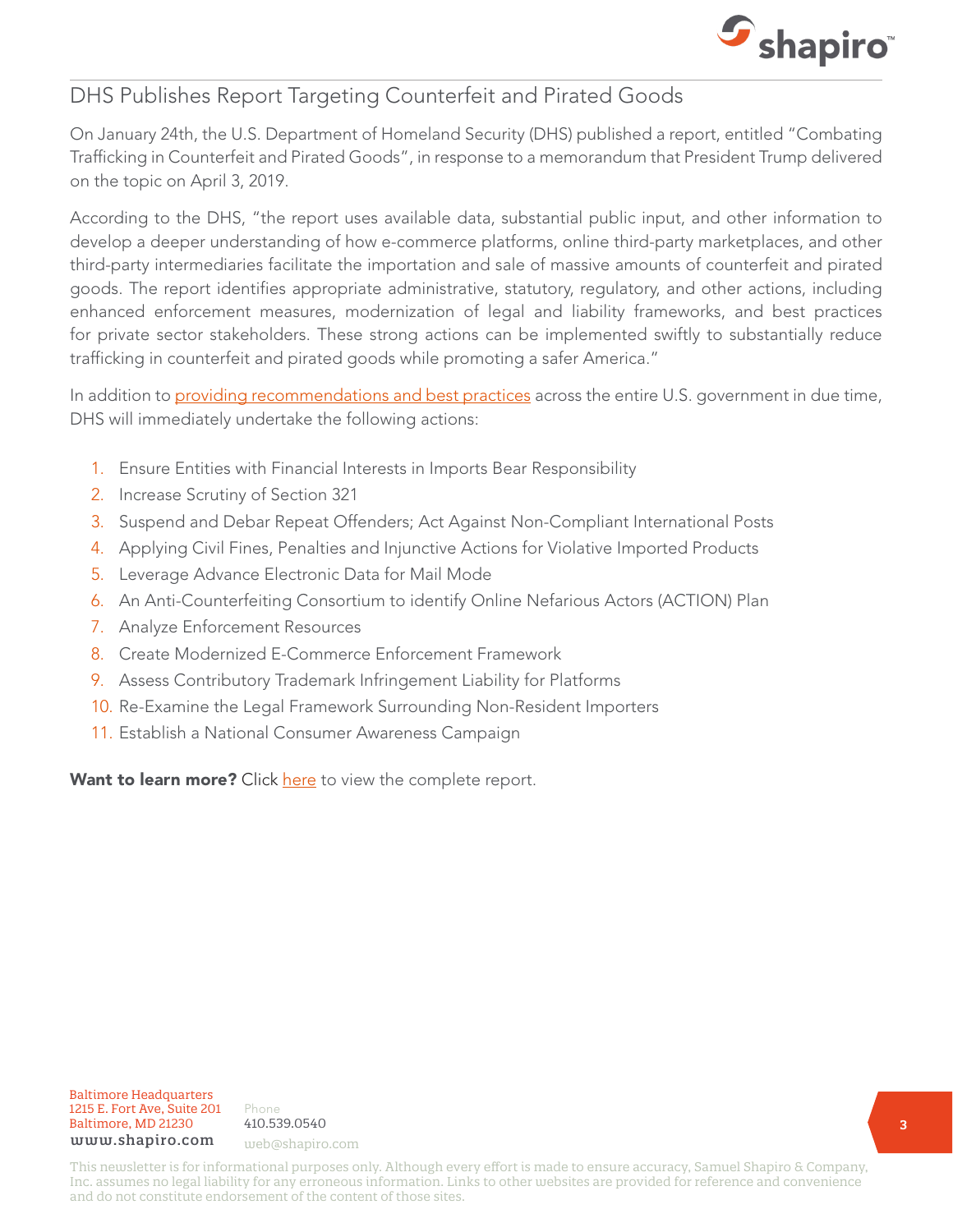## DHS Publishes Report Targeting Counterfeit and Pirated Goods

On January 24th, the U.S. Department of Homeland Security (DHS) published a report, entitled "Combating Trafficking in Counterfeit and Pirated Goods", in response to a memorandum that President Trump delivered on the topic on April 3, 2019.

According to the DHS, "the report uses available data, substantial public input, and other information to develop a deeper understanding of how e-commerce platforms, online third-party marketplaces, and other third-party intermediaries facilitate the importation and sale of massive amounts of counterfeit and pirated goods. The report identifies appropriate administrative, statutory, regulatory, and other actions, including enhanced enforcement measures, modernization of legal and liability frameworks, and best practices for private sector stakeholders. These strong actions can be implemented swiftly to substantially reduce trafficking in counterfeit and pirated goods while promoting a safer America."

In addition to providing recommendations and best practices across the entire U.S. government in due time, DHS will immediately undertake the following actions:

1. Ensure Entities with Financial Interests in Imports Bear Responsibility
2. Increase Scrutiny of Section 321
3. Suspend and Debar Repeat Offenders; Act Against Non-Compliant International Posts
4. Applying Civil Fines, Penalties and Injunctive Actions for Violative Imported Products
5. Leverage Advance Electronic Data for Mail Mode
6. An Anti-Counterfeiting Consortium to identify Online Nefarious Actors (ACTION) Plan
7. Analyze Enforcement Resources
8. Create Modernized E-Commerce Enforcement Framework
9. Assess Contributory Trademark Infringement Liability for Platforms
10. Re-Examine the Legal Framework Surrounding Non-Resident Importers
11. Establish a National Consumer Awareness Campaign

**Want to learn more?** Click here to view the complete report.

Baltimore Headquarters
1215 E. Fort Ave, Suite 201
Baltimore, MD 21230
www.shapiro.com

Phone
410.539.0540
web@shapiro.com

This newsletter is for informational purposes only. Although every effort is made to ensure accuracy, Samuel Shapiro & Company, Inc. assumes no legal liability for any erroneous information. Links to other websites are provided for reference and convenience and do not constitute endorsement of the content of those sites.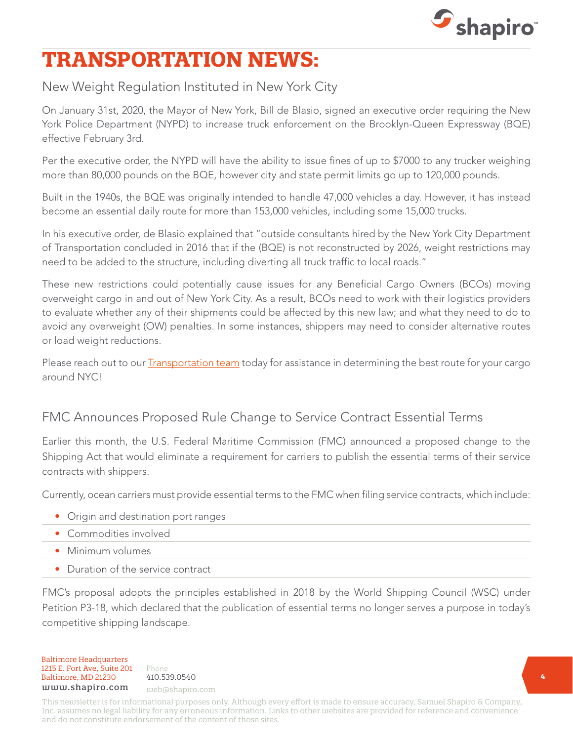# TRANSPORTATION NEWS:

## New Weight Regulation Instituted in New York City

On January 31st, 2020, the Mayor of New York, Bill de Blasio, signed an executive order requiring the New York Police Department (NYPD) to increase truck enforcement on the Brooklyn-Queen Expressway (BQE) effective February 3rd.

Per the executive order, the NYPD will have the ability to issue fines of up to $7000 to any trucker weighing more than 80,000 pounds on the BQE, however city and state permit limits go up to 120,000 pounds.

Built in the 1940s, the BQE was originally intended to handle 47,000 vehicles a day. However, it has instead become an essential daily route for more than 153,000 vehicles, including some 15,000 trucks.

In his executive order, de Blasio explained that "outside consultants hired by the New York City Department of Transportation concluded in 2016 that if the (BQE) is not reconstructed by 2026, weight restrictions may need to be added to the structure, including diverting all truck traffic to local roads."

These new restrictions could potentially cause issues for any Beneficial Cargo Owners (BCOs) moving overweight cargo in and out of New York City. As a result, BCOs need to work with their logistics providers to evaluate whether any of their shipments could be affected by this new law; and what they need to do to avoid any overweight (OW) penalties. In some instances, shippers may need to consider alternative routes or load weight reductions.

Please reach out to our Transportation team today for assistance in determining the best route for your cargo around NYC!

## FMC Announces Proposed Rule Change to Service Contract Essential Terms

Earlier this month, the U.S. Federal Maritime Commission (FMC) announced a proposed change to the Shipping Act that would eliminate a requirement for carriers to publish the essential terms of their service contracts with shippers.

Currently, ocean carriers must provide essential terms to the FMC when filing service contracts, which include:

- Origin and destination port ranges
- Commodities involved
- Minimum volumes
- Duration of the service contract

FMC's proposal adopts the principles established in 2018 by the World Shipping Council (WSC) under Petition P3-18, which declared that the publication of essential terms no longer serves a purpose in today's competitive shipping landscape.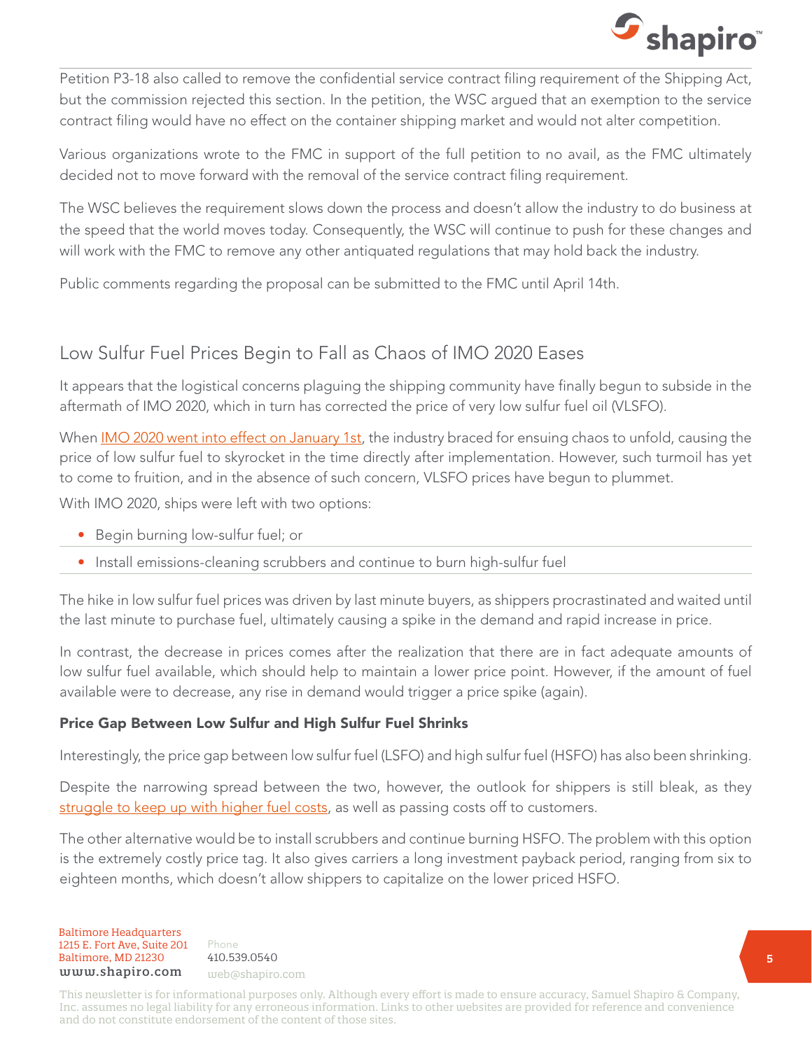Petition P3-18 also called to remove the confidential service contract filing requirement of the Shipping Act, but the commission rejected this section. In the petition, the WSC argued that an exemption to the service contract filing would have no effect on the container shipping market and would not alter competition.

Various organizations wrote to the FMC in support of the full petition to no avail, as the FMC ultimately decided not to move forward with the removal of the service contract filing requirement.

The WSC believes the requirement slows down the process and doesn't allow the industry to do business at the speed that the world moves today. Consequently, the WSC will continue to push for these changes and will work with the FMC to remove any other antiquated regulations that may hold back the industry.

Public comments regarding the proposal can be submitted to the FMC until April 14th.

## Low Sulfur Fuel Prices Begin to Fall as Chaos of IMO 2020 Eases

It appears that the logistical concerns plaguing the shipping community have finally begun to subside in the aftermath of IMO 2020, which in turn has corrected the price of very low sulfur fuel oil (VLSFO).

When IMO 2020 went into effect on January 1st, the industry braced for ensuing chaos to unfold, causing the price of low sulfur fuel to skyrocket in the time directly after implementation. However, such turmoil has yet to come to fruition, and in the absence of such concern, VLSFO prices have begun to plummet.

With IMO 2020, ships were left with two options:

- Begin burning low-sulfur fuel; or
- Install emissions-cleaning scrubbers and continue to burn high-sulfur fuel

The hike in low sulfur fuel prices was driven by last minute buyers, as shippers procrastinated and waited until the last minute to purchase fuel, ultimately causing a spike in the demand and rapid increase in price.

In contrast, the decrease in prices comes after the realization that there are in fact adequate amounts of low sulfur fuel available, which should help to maintain a lower price point. However, if the amount of fuel available were to decrease, any rise in demand would trigger a price spike (again).

### Price Gap Between Low Sulfur and High Sulfur Fuel Shrinks

Interestingly, the price gap between low sulfur fuel (LSFO) and high sulfur fuel (HSFO) has also been shrinking.

Despite the narrowing spread between the two, however, the outlook for shippers is still bleak, as they struggle to keep up with higher fuel costs, as well as passing costs off to customers.

The other alternative would be to install scrubbers and continue burning HSFO. The problem with this option is the extremely costly price tag. It also gives carriers a long investment payback period, ranging from six to eighteen months, which doesn't allow shippers to capitalize on the lower priced HSFO.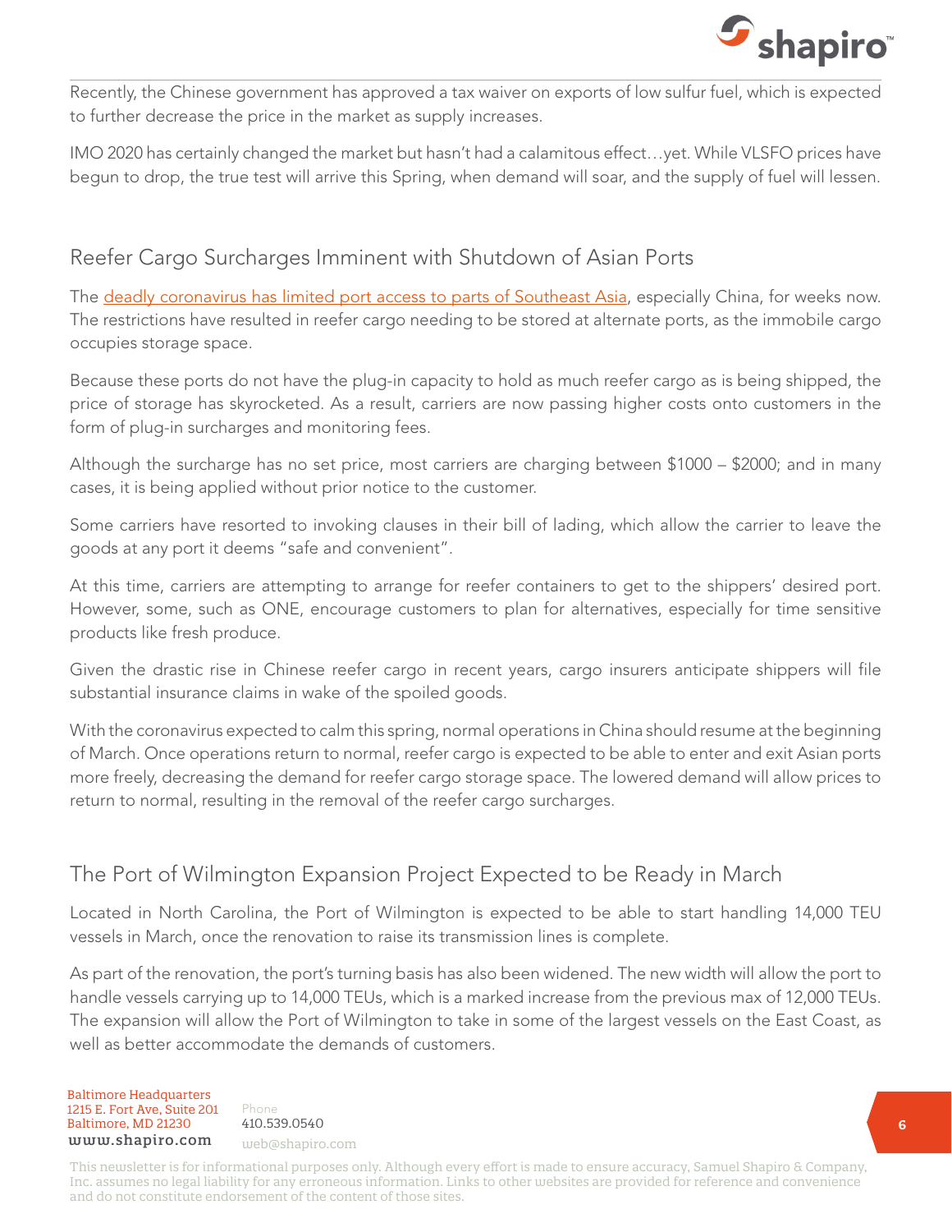Recently, the Chinese government has approved a tax waiver on exports of low sulfur fuel, which is expected to further decrease the price in the market as supply increases.

IMO 2020 has certainly changed the market but hasn't had a calamitous effect…yet. While VLSFO prices have begun to drop, the true test will arrive this Spring, when demand will soar, and the supply of fuel will lessen.

## Reefer Cargo Surcharges Imminent with Shutdown of Asian Ports

The deadly coronavirus has limited port access to parts of Southeast Asia, especially China, for weeks now. The restrictions have resulted in reefer cargo needing to be stored at alternate ports, as the immobile cargo occupies storage space.

Because these ports do not have the plug-in capacity to hold as much reefer cargo as is being shipped, the price of storage has skyrocketed. As a result, carriers are now passing higher costs onto customers in the form of plug-in surcharges and monitoring fees.

Although the surcharge has no set price, most carriers are charging between $1000 – $2000; and in many cases, it is being applied without prior notice to the customer.

Some carriers have resorted to invoking clauses in their bill of lading, which allow the carrier to leave the goods at any port it deems "safe and convenient".

At this time, carriers are attempting to arrange for reefer containers to get to the shippers' desired port. However, some, such as ONE, encourage customers to plan for alternatives, especially for time sensitive products like fresh produce.

Given the drastic rise in Chinese reefer cargo in recent years, cargo insurers anticipate shippers will file substantial insurance claims in wake of the spoiled goods.

With the coronavirus expected to calm this spring, normal operations in China should resume at the beginning of March. Once operations return to normal, reefer cargo is expected to be able to enter and exit Asian ports more freely, decreasing the demand for reefer cargo storage space. The lowered demand will allow prices to return to normal, resulting in the removal of the reefer cargo surcharges.

## The Port of Wilmington Expansion Project Expected to be Ready in March

Located in North Carolina, the Port of Wilmington is expected to be able to start handling 14,000 TEU vessels in March, once the renovation to raise its transmission lines is complete.

As part of the renovation, the port's turning basis has also been widened. The new width will allow the port to handle vessels carrying up to 14,000 TEUs, which is a marked increase from the previous max of 12,000 TEUs. The expansion will allow the Port of Wilmington to take in some of the largest vessels on the East Coast, as well as better accommodate the demands of customers.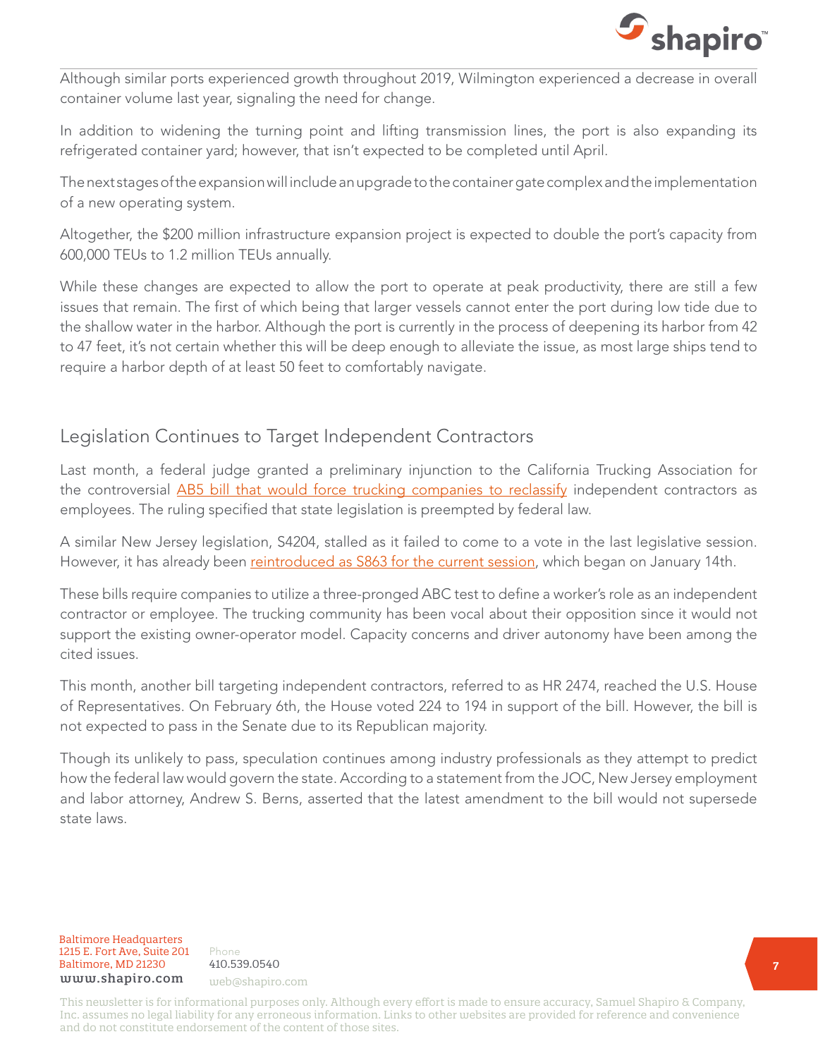Although similar ports experienced growth throughout 2019, Wilmington experienced a decrease in overall container volume last year, signaling the need for change.

In addition to widening the turning point and lifting transmission lines, the port is also expanding its refrigerated container yard; however, that isn't expected to be completed until April.

The next stages of the expansion will include an upgrade to the container gate complex and the implementation of a new operating system.

Altogether, the $200 million infrastructure expansion project is expected to double the port's capacity from 600,000 TEUs to 1.2 million TEUs annually.

While these changes are expected to allow the port to operate at peak productivity, there are still a few issues that remain. The first of which being that larger vessels cannot enter the port during low tide due to the shallow water in the harbor. Although the port is currently in the process of deepening its harbor from 42 to 47 feet, it's not certain whether this will be deep enough to alleviate the issue, as most large ships tend to require a harbor depth of at least 50 feet to comfortably navigate.

## Legislation Continues to Target Independent Contractors

Last month, a federal judge granted a preliminary injunction to the California Trucking Association for the controversial AB5 bill that would force trucking companies to reclassify independent contractors as employees. The ruling specified that state legislation is preempted by federal law.

A similar New Jersey legislation, S4204, stalled as it failed to come to a vote in the last legislative session. However, it has already been reintroduced as S863 for the current session, which began on January 14th.

These bills require companies to utilize a three-pronged ABC test to define a worker's role as an independent contractor or employee. The trucking community has been vocal about their opposition since it would not support the existing owner-operator model. Capacity concerns and driver autonomy have been among the cited issues.

This month, another bill targeting independent contractors, referred to as HR 2474, reached the U.S. House of Representatives. On February 6th, the House voted 224 to 194 in support of the bill. However, the bill is not expected to pass in the Senate due to its Republican majority.

Though its unlikely to pass, speculation continues among industry professionals as they attempt to predict how the federal law would govern the state. According to a statement from the JOC, New Jersey employment and labor attorney, Andrew S. Berns, asserted that the latest amendment to the bill would not supersede state laws.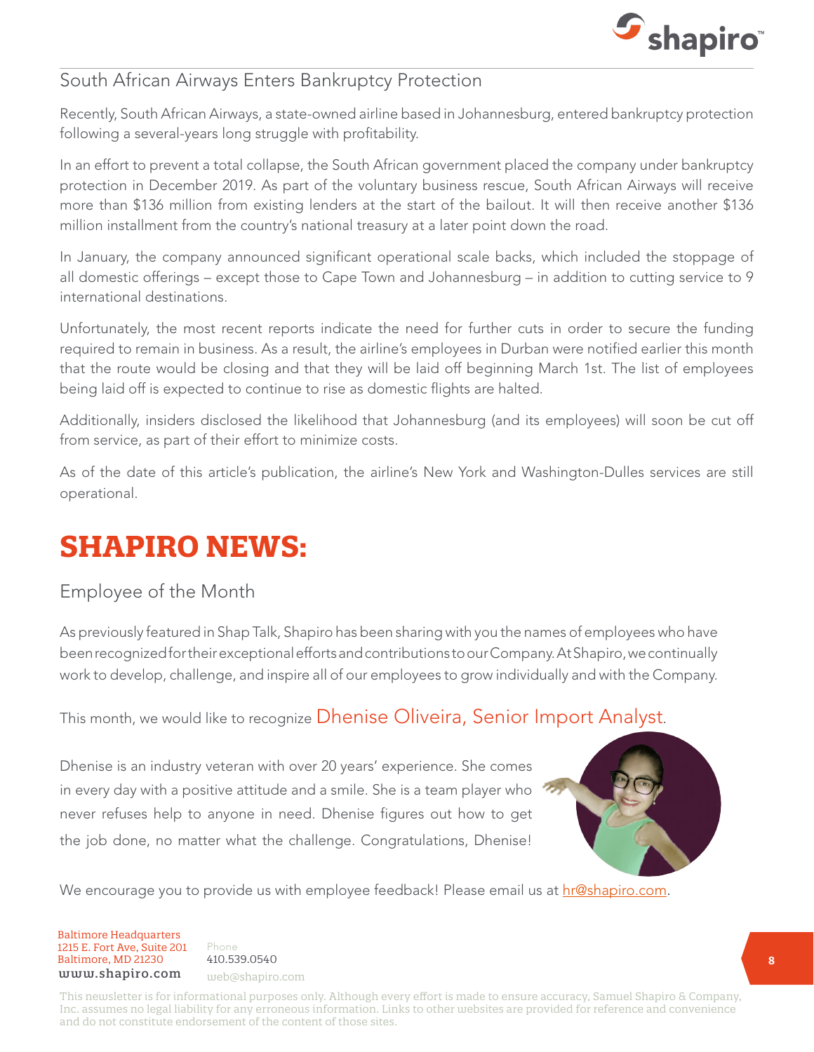## South African Airways Enters Bankruptcy Protection

Recently, South African Airways, a state-owned airline based in Johannesburg, entered bankruptcy protection following a several-years long struggle with profitability.

In an effort to prevent a total collapse, the South African government placed the company under bankruptcy protection in December 2019. As part of the voluntary business rescue, South African Airways will receive more than $136 million from existing lenders at the start of the bailout. It will then receive another $136 million installment from the country's national treasury at a later point down the road.

In January, the company announced significant operational scale backs, which included the stoppage of all domestic offerings – except those to Cape Town and Johannesburg – in addition to cutting service to 9 international destinations.

Unfortunately, the most recent reports indicate the need for further cuts in order to secure the funding required to remain in business. As a result, the airline's employees in Durban were notified earlier this month that the route would be closing and that they will be laid off beginning March 1st. The list of employees being laid off is expected to continue to rise as domestic flights are halted.

Additionally, insiders disclosed the likelihood that Johannesburg (and its employees) will soon be cut off from service, as part of their effort to minimize costs.

As of the date of this article's publication, the airline's New York and Washington-Dulles services are still operational.

# SHAPIRO NEWS:

## Employee of the Month

As previously featured in Shap Talk, Shapiro has been sharing with you the names of employees who have been recognized for their exceptional efforts and contributions to our Company. At Shapiro, we continually work to develop, challenge, and inspire all of our employees to grow individually and with the Company.

This month, we would like to recognize Dhenise Oliveira, Senior Import Analyst.

Dhenise is an industry veteran with over 20 years' experience. She comes in every day with a positive attitude and a smile. She is a team player who never refuses help to anyone in need. Dhenise figures out how to get the job done, no matter what the challenge. Congratulations, Dhenise!

We encourage you to provide us with employee feedback! Please email us at hr@shapiro.com.

Baltimore Headquarters
1215 E. Fort Ave, Suite 201
Baltimore, MD 21230
www.shapiro.com

Phone
410.539.0540
web@shapiro.com

This newsletter is for informational purposes only. Although every effort is made to ensure accuracy, Samuel Shapiro & Company, Inc. assumes no legal liability for any erroneous information. Links to other websites are provided for reference and convenience and do not constitute endorsement of the content of those sites.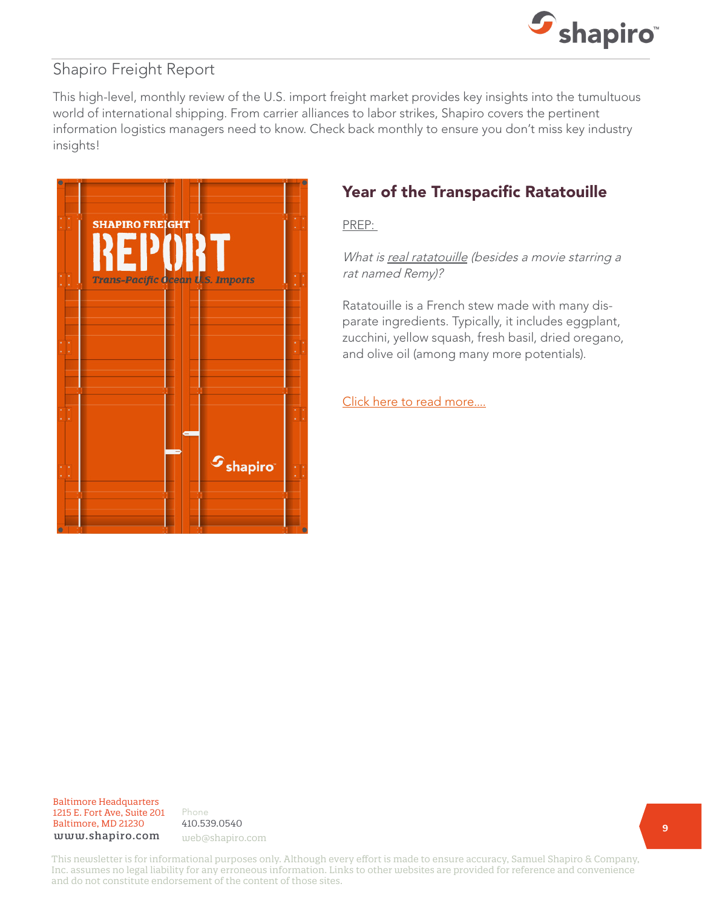# Shapiro Freight Report

This high-level, monthly review of the U.S. import freight market provides key insights into the tumultuous world of international shipping. From carrier alliances to labor strikes, Shapiro covers the pertinent information logistics managers need to know. Check back monthly to ensure you don't miss key industry insights!

SHAPIRO FREIGHT
REPORT
*Trans-Pacific Ocean U.S. Imports*
shapiro

## Year of the Transpacific Ratatouille

PREP:

*What is real ratatouille (besides a movie starring a rat named Remy)?*

Ratatouille is a French stew made with many disparate ingredients. Typically, it includes eggplant, zucchini, yellow squash, fresh basil, dried oregano, and olive oil (among many more potentials).

Click here to read more....

Baltimore Headquarters
1215 E. Fort Ave, Suite 201
Baltimore, MD 21230
www.shapiro.com

Phone
410.539.0540
web@shapiro.com

This newsletter is for informational purposes only. Although every effort is made to ensure accuracy, Samuel Shapiro & Company, Inc. assumes no legal liability for any erroneous information. Links to other websites are provided for reference and convenience and do not constitute endorsement of the content of those sites.